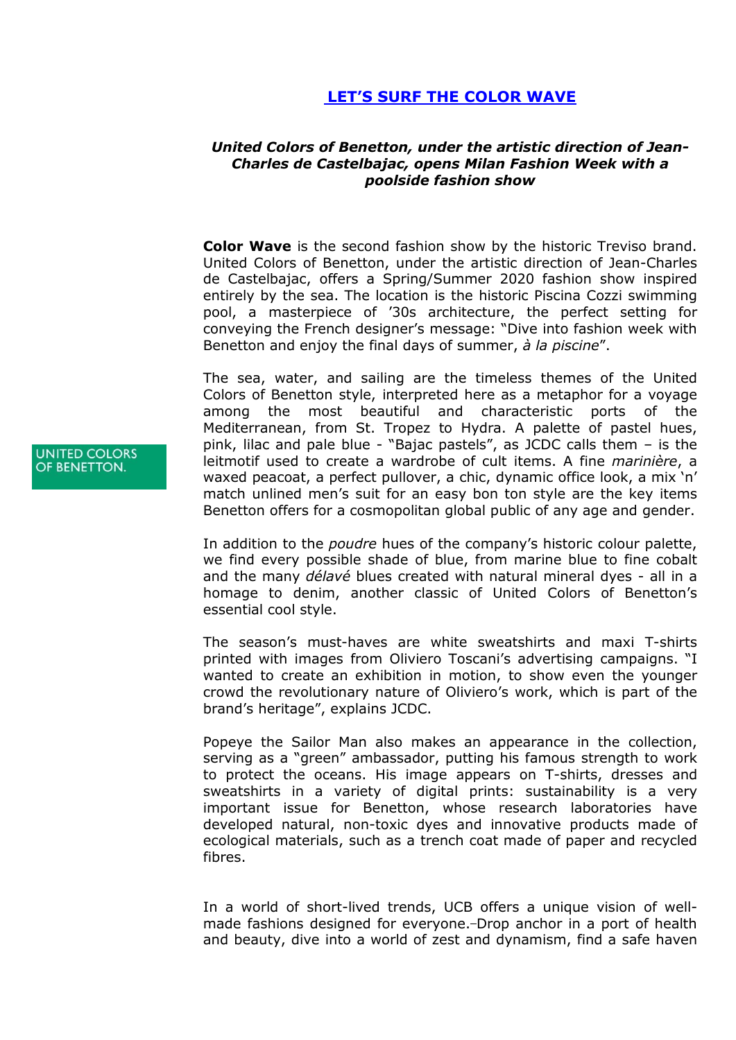# LET'S SURF THE COLOR WAVE

***United Colors of Benetton, under the artistic direction of Jean-Charles de Castelbajac, opens Milan Fashion Week with a poolside fashion show***

UNITED COLORS OF BENETTON.

**Color Wave** is the second fashion show by the historic Treviso brand. United Colors of Benetton, under the artistic direction of Jean-Charles de Castelbajac, offers a Spring/Summer 2020 fashion show inspired entirely by the sea. The location is the historic Piscina Cozzi swimming pool, a masterpiece of '30s architecture, the perfect setting for conveying the French designer's message: "Dive into fashion week with Benetton and enjoy the final days of summer, *à la piscine*".

The sea, water, and sailing are the timeless themes of the United Colors of Benetton style, interpreted here as a metaphor for a voyage among the most beautiful and characteristic ports of the Mediterranean, from St. Tropez to Hydra. A palette of pastel hues, pink, lilac and pale blue - "Bajac pastels", as JCDC calls them – is the leitmotif used to create a wardrobe of cult items. A fine *marinière*, a waxed peacoat, a perfect pullover, a chic, dynamic office look, a mix 'n' match unlined men's suit for an easy bon ton style are the key items Benetton offers for a cosmopolitan global public of any age and gender.

In addition to the *poudre* hues of the company's historic colour palette, we find every possible shade of blue, from marine blue to fine cobalt and the many *délavé* blues created with natural mineral dyes - all in a homage to denim, another classic of United Colors of Benetton's essential cool style.

The season's must-haves are white sweatshirts and maxi T-shirts printed with images from Oliviero Toscani's advertising campaigns. "I wanted to create an exhibition in motion, to show even the younger crowd the revolutionary nature of Oliviero's work, which is part of the brand's heritage", explains JCDC.

Popeye the Sailor Man also makes an appearance in the collection, serving as a "green" ambassador, putting his famous strength to work to protect the oceans. His image appears on T-shirts, dresses and sweatshirts in a variety of digital prints: sustainability is a very important issue for Benetton, whose research laboratories have developed natural, non-toxic dyes and innovative products made of ecological materials, such as a trench coat made of paper and recycled fibres.

In a world of short-lived trends, UCB offers a unique vision of well-made fashions designed for everyone.–Drop anchor in a port of health and beauty, dive into a world of zest and dynamism, find a safe haven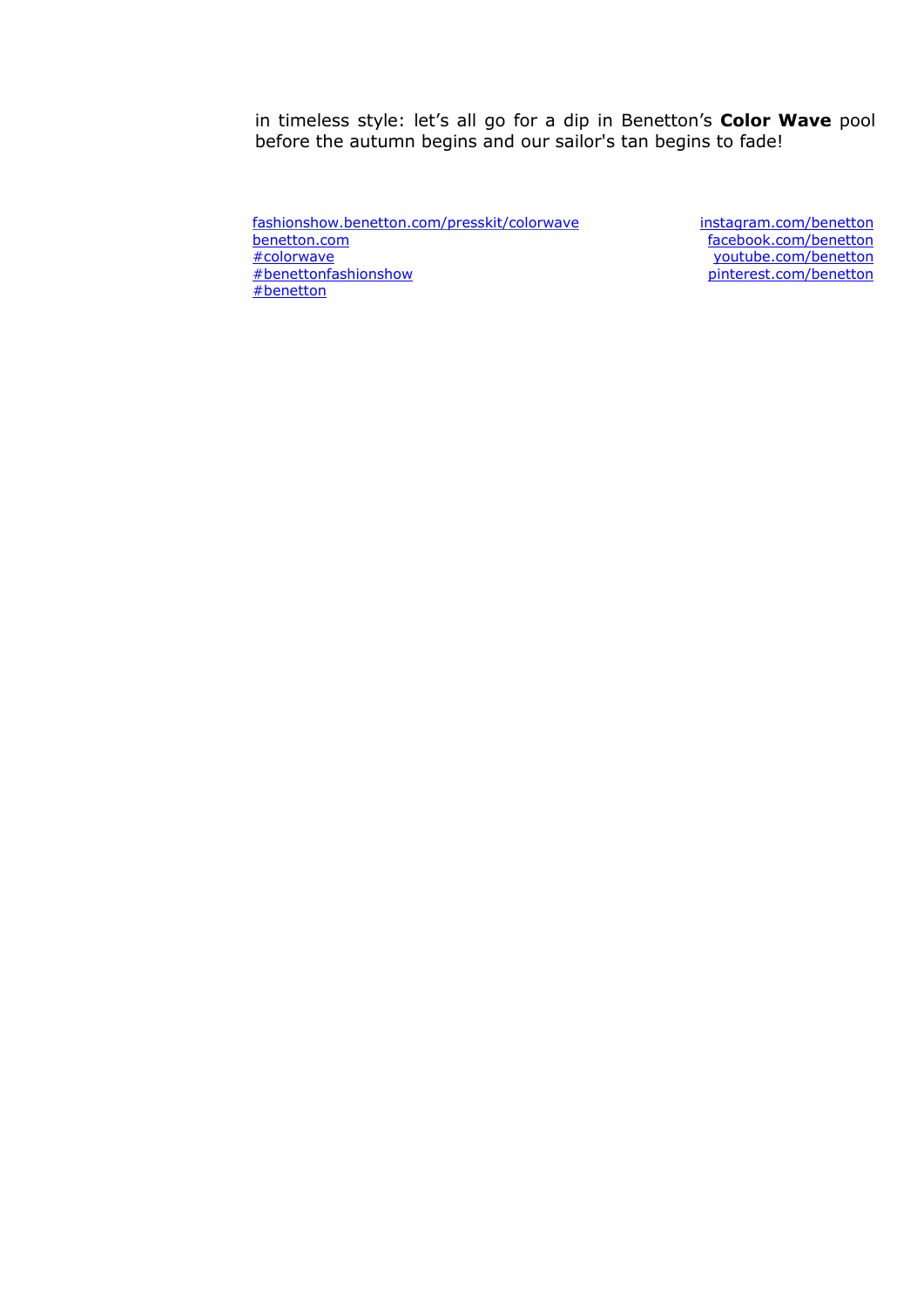in timeless style: let’s all go for a dip in Benetton’s **Color Wave** pool before the autumn begins and our sailor's tan begins to fade!

fashionshow.benetton.com/presskit/colorwave
benetton.com
#colorwave
#benettonfashionshow
#benetton

instagram.com/benetton
facebook.com/benetton
youtube.com/benetton
pinterest.com/benetton